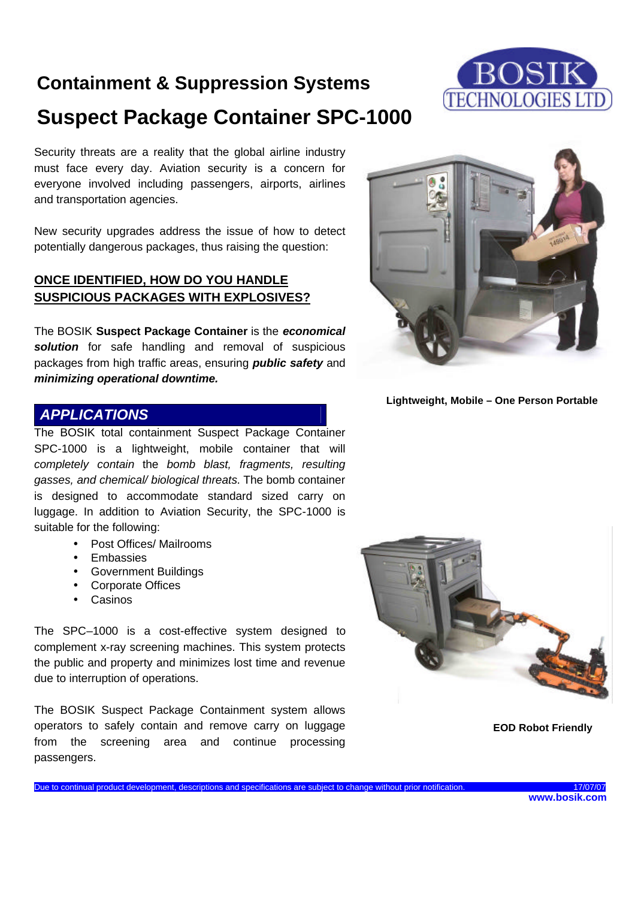# Containment & Suppression Systems

# Suspect Package Container SPC-1000

Security threats are a reality that the global airline industry must face every day. Aviation security is a concern for everyone involved including passengers, airports, airlines and transportation agencies.

New security upgrades address the issue of how to detect potentially dangerous packages, thus raising the question:

**ONCE IDENTIFIED, HOW DO YOU HANDLE SUSPICIOUS PACKAGES WITH EXPLOSIVES?**

The BOSIK **Suspect Package Container** is the ***economical solution*** for safe handling and removal of suspicious packages from high traffic areas, ensuring ***public safety*** and ***minimizing operational downtime.***

Lightweight, Mobile – One Person Portable

## *APPLICATIONS*

The BOSIK total containment Suspect Package Container SPC-1000 is a lightweight, mobile container that will *completely contain* the *bomb blast, fragments, resulting gasses, and chemical/ biological threats*. The bomb container is designed to accommodate standard sized carry on luggage. In addition to Aviation Security, the SPC-1000 is suitable for the following:

- Post Offices/ Mailrooms
- Embassies
- Government Buildings
- Corporate Offices
- Casinos

The SPC–1000 is a cost-effective system designed to complement x-ray screening machines. This system protects the public and property and minimizes lost time and revenue due to interruption of operations.

The BOSIK Suspect Package Containment system allows operators to safely contain and remove carry on luggage from the screening area and continue processing passengers.

EOD Robot Friendly

Due to continual product development, descriptions and specifications are subject to change without prior notification. 17/07/07

www.bosik.com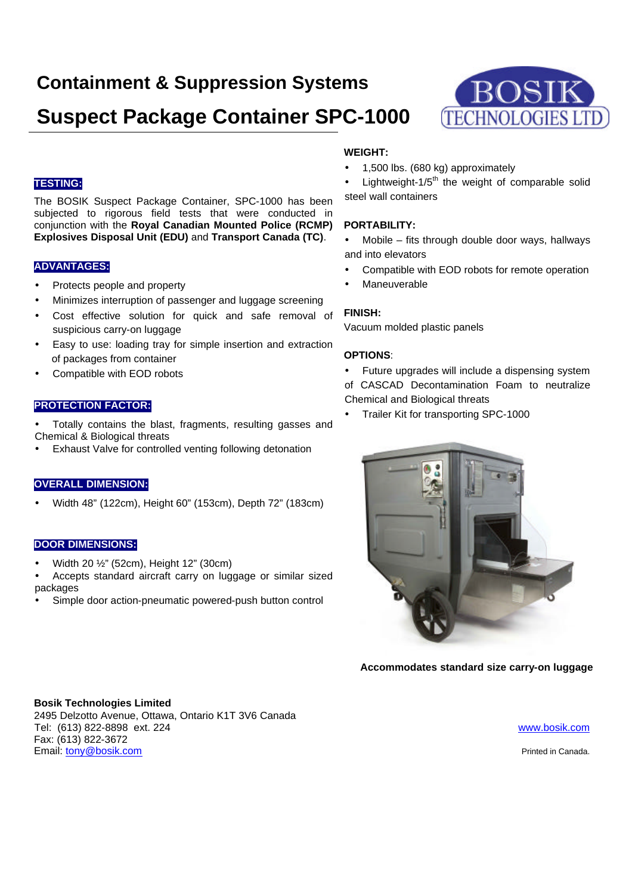# Containment & Suppression Systems

# Suspect Package Container SPC-1000

BOSIK TECHNOLOGIES LTD

## TESTING:

The BOSIK Suspect Package Container, SPC-1000 has been subjected to rigorous field tests that were conducted in conjunction with the **Royal Canadian Mounted Police (RCMP) Explosives Disposal Unit (EDU)** and **Transport Canada (TC)**.

## ADVANTAGES:

- Protects people and property
- Minimizes interruption of passenger and luggage screening
- Cost effective solution for quick and safe removal of suspicious carry-on luggage
- Easy to use: loading tray for simple insertion and extraction of packages from container
- Compatible with EOD robots

## PROTECTION FACTOR:

- Totally contains the blast, fragments, resulting gasses and Chemical & Biological threats
- Exhaust Valve for controlled venting following detonation

## OVERALL DIMENSION:

- Width 48" (122cm), Height 60" (153cm), Depth 72" (183cm)

## DOOR DIMENSIONS:

- Width 20 ½" (52cm), Height 12" (30cm)
- Accepts standard aircraft carry on luggage or similar sized packages
- Simple door action-pneumatic powered-push button control

## WEIGHT:

- 1,500 lbs. (680 kg) approximately
- Lightweight-1/5th the weight of comparable solid steel wall containers

## PORTABILITY:

- Mobile – fits through double door ways, hallways and into elevators
- Compatible with EOD robots for remote operation
- Maneuverable

## FINISH:

Vacuum molded plastic panels

## OPTIONS:

- Future upgrades will include a dispensing system of CASCAD Decontamination Foam to neutralize Chemical and Biological threats
- Trailer Kit for transporting SPC-1000

**Accommodates standard size carry-on luggage**

**Bosik Technologies Limited**
2495 Delzotto Avenue, Ottawa, Ontario K1T 3V6 Canada
Tel: (613) 822-8898 ext. 224
Fax: (613) 822-3672
Email: tony@bosik.com

www.bosik.com

Printed in Canada.